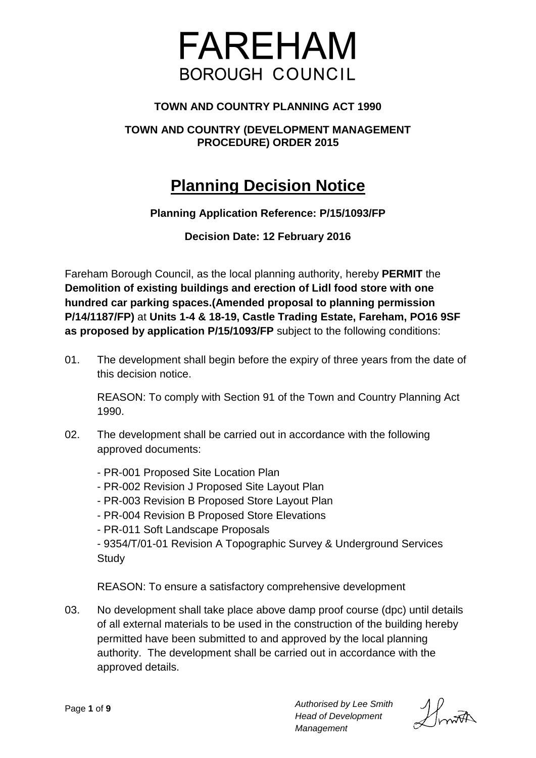# FAREHAM
## BOROUGH COUNCIL

**TOWN AND COUNTRY PLANNING ACT 1990**

**TOWN AND COUNTRY (DEVELOPMENT MANAGEMENT PROCEDURE) ORDER 2015**

# Planning Decision Notice

**Planning Application Reference: P/15/1093/FP**

**Decision Date: 12 February 2016**

Fareham Borough Council, as the local planning authority, hereby **PERMIT** the **Demolition of existing buildings and erection of Lidl food store with one hundred car parking spaces.(Amended proposal to planning permission P/14/1187/FP)** at **Units 1-4 & 18-19, Castle Trading Estate, Fareham, PO16 9SF as proposed by application P/15/1093/FP** subject to the following conditions:

01. The development shall begin before the expiry of three years from the date of this decision notice.

    REASON: To comply with Section 91 of the Town and Country Planning Act 1990.

02. The development shall be carried out in accordance with the following approved documents:

    - PR-001 Proposed Site Location Plan
    - PR-002 Revision J Proposed Site Layout Plan
    - PR-003 Revision B Proposed Store Layout Plan
    - PR-004 Revision B Proposed Store Elevations
    - PR-011 Soft Landscape Proposals
    - 9354/T/01-01 Revision A Topographic Survey & Underground Services Study

    REASON: To ensure a satisfactory comprehensive development

03. No development shall take place above damp proof course (dpc) until details of all external materials to be used in the construction of the building hereby permitted have been submitted to and approved by the local planning authority. The development shall be carried out in accordance with the approved details.

*Authorised by Lee Smith*
*Head of Development Management*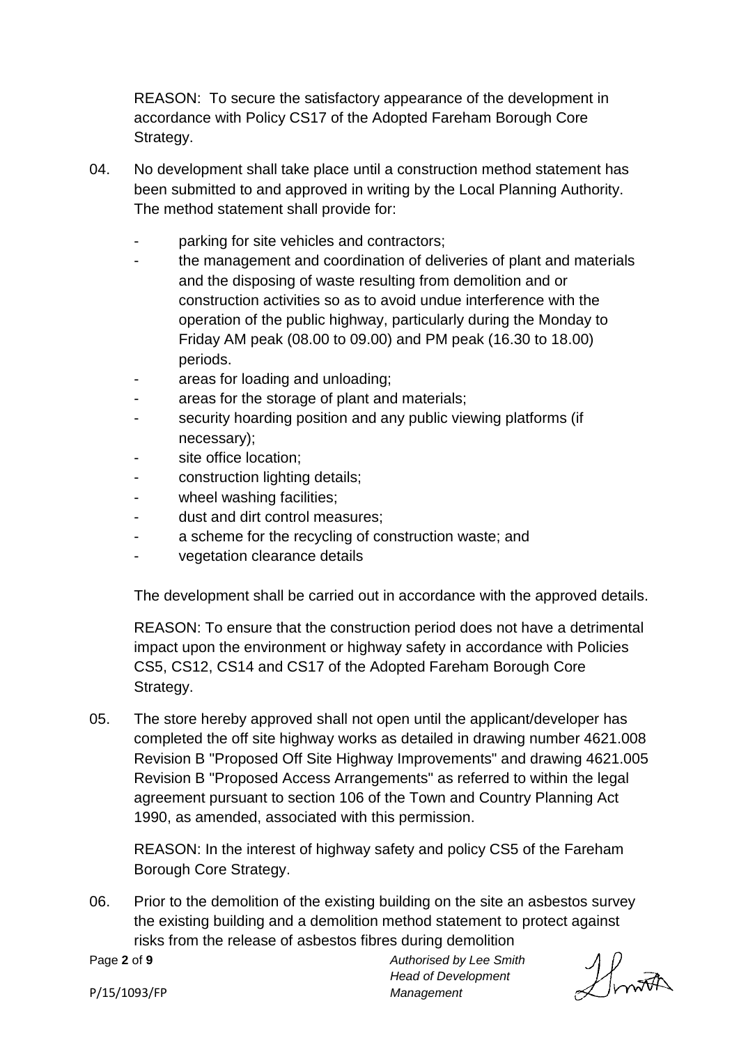REASON: To secure the satisfactory appearance of the development in accordance with Policy CS17 of the Adopted Fareham Borough Core Strategy.

04. No development shall take place until a construction method statement has been submitted to and approved in writing by the Local Planning Authority. The method statement shall provide for:

- parking for site vehicles and contractors;
- the management and coordination of deliveries of plant and materials and the disposing of waste resulting from demolition and or construction activities so as to avoid undue interference with the operation of the public highway, particularly during the Monday to Friday AM peak (08.00 to 09.00) and PM peak (16.30 to 18.00) periods.
- areas for loading and unloading;
- areas for the storage of plant and materials;
- security hoarding position and any public viewing platforms (if necessary);
- site office location;
- construction lighting details;
- wheel washing facilities;
- dust and dirt control measures;
- a scheme for the recycling of construction waste; and
- vegetation clearance details

The development shall be carried out in accordance with the approved details.

REASON: To ensure that the construction period does not have a detrimental impact upon the environment or highway safety in accordance with Policies CS5, CS12, CS14 and CS17 of the Adopted Fareham Borough Core Strategy.

05. The store hereby approved shall not open until the applicant/developer has completed the off site highway works as detailed in drawing number 4621.008 Revision B "Proposed Off Site Highway Improvements" and drawing 4621.005 Revision B "Proposed Access Arrangements" as referred to within the legal agreement pursuant to section 106 of the Town and Country Planning Act 1990, as amended, associated with this permission.

REASON: In the interest of highway safety and policy CS5 of the Fareham Borough Core Strategy.

06. Prior to the demolition of the existing building on the site an asbestos survey the existing building and a demolition method statement to protect against risks from the release of asbestos fibres during demolition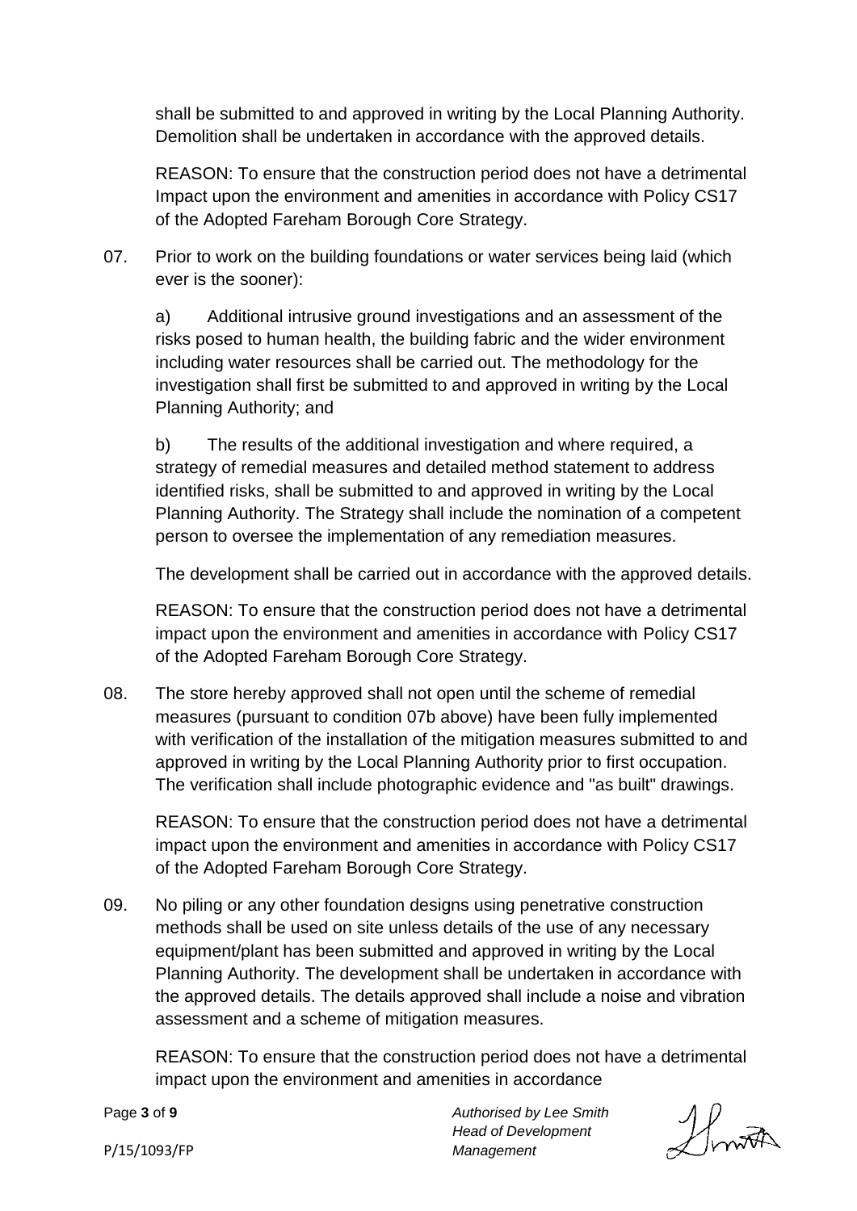shall be submitted to and approved in writing by the Local Planning Authority. Demolition shall be undertaken in accordance with the approved details.

REASON: To ensure that the construction period does not have a detrimental Impact upon the environment and amenities in accordance with Policy CS17 of the Adopted Fareham Borough Core Strategy.

07. Prior to work on the building foundations or water services being laid (which ever is the sooner):

a) Additional intrusive ground investigations and an assessment of the risks posed to human health, the building fabric and the wider environment including water resources shall be carried out. The methodology for the investigation shall first be submitted to and approved in writing by the Local Planning Authority; and

b) The results of the additional investigation and where required, a strategy of remedial measures and detailed method statement to address identified risks, shall be submitted to and approved in writing by the Local Planning Authority. The Strategy shall include the nomination of a competent person to oversee the implementation of any remediation measures.

The development shall be carried out in accordance with the approved details.

REASON: To ensure that the construction period does not have a detrimental impact upon the environment and amenities in accordance with Policy CS17 of the Adopted Fareham Borough Core Strategy.

08. The store hereby approved shall not open until the scheme of remedial measures (pursuant to condition 07b above) have been fully implemented with verification of the installation of the mitigation measures submitted to and approved in writing by the Local Planning Authority prior to first occupation. The verification shall include photographic evidence and "as built" drawings.

REASON: To ensure that the construction period does not have a detrimental impact upon the environment and amenities in accordance with Policy CS17 of the Adopted Fareham Borough Core Strategy.

09. No piling or any other foundation designs using penetrative construction methods shall be used on site unless details of the use of any necessary equipment/plant has been submitted and approved in writing by the Local Planning Authority. The development shall be undertaken in accordance with the approved details. The details approved shall include a noise and vibration assessment and a scheme of mitigation measures.

REASON: To ensure that the construction period does not have a detrimental impact upon the environment and amenities in accordance

*Authorised by Lee Smith*
*Head of Development Management*

P/15/1093/FP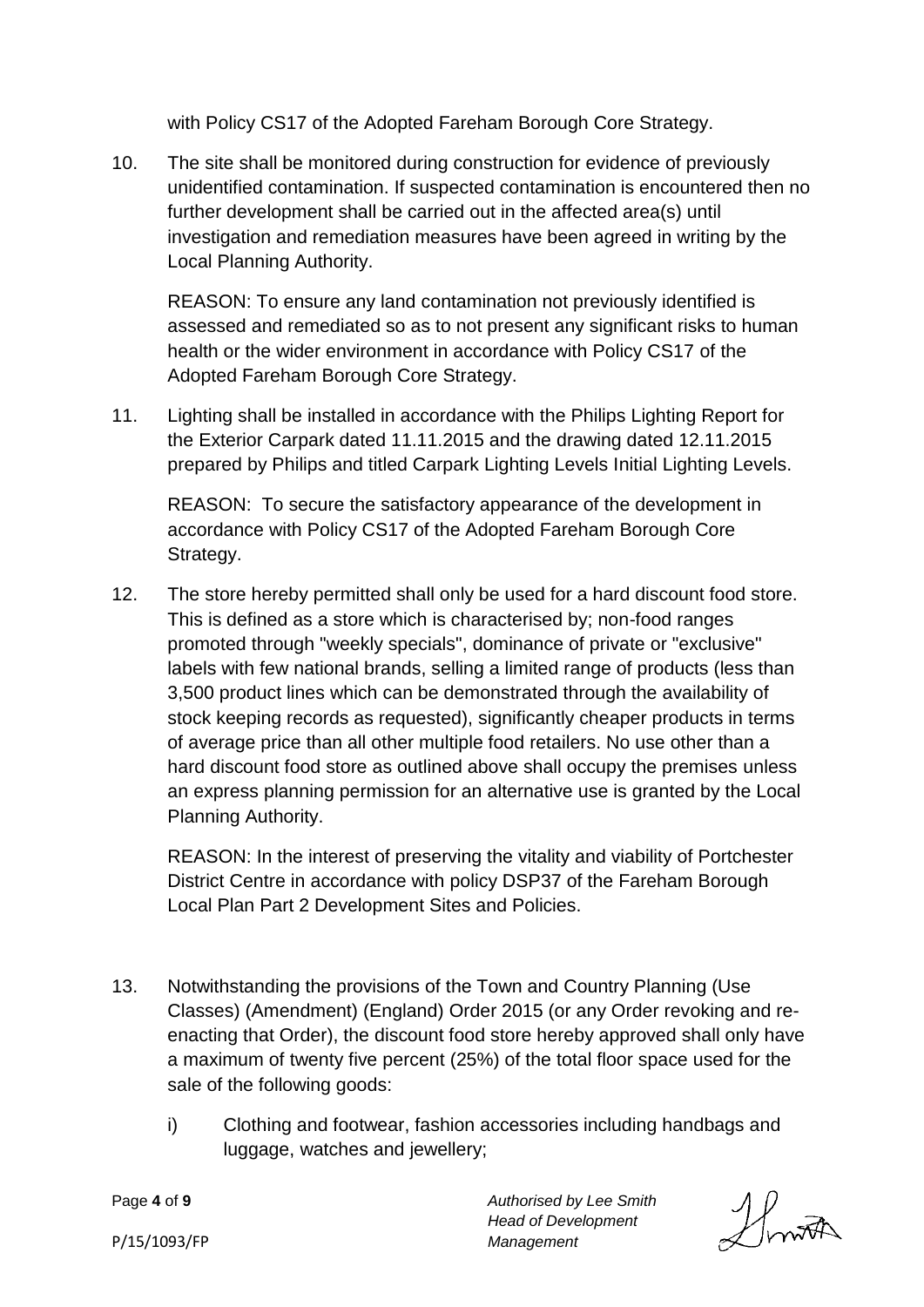with Policy CS17 of the Adopted Fareham Borough Core Strategy.

10. The site shall be monitored during construction for evidence of previously unidentified contamination. If suspected contamination is encountered then no further development shall be carried out in the affected area(s) until investigation and remediation measures have been agreed in writing by the Local Planning Authority.

    REASON: To ensure any land contamination not previously identified is assessed and remediated so as to not present any significant risks to human health or the wider environment in accordance with Policy CS17 of the Adopted Fareham Borough Core Strategy.

11. Lighting shall be installed in accordance with the Philips Lighting Report for the Exterior Carpark dated 11.11.2015 and the drawing dated 12.11.2015 prepared by Philips and titled Carpark Lighting Levels Initial Lighting Levels.

    REASON: To secure the satisfactory appearance of the development in accordance with Policy CS17 of the Adopted Fareham Borough Core Strategy.

12. The store hereby permitted shall only be used for a hard discount food store. This is defined as a store which is characterised by; non-food ranges promoted through "weekly specials", dominance of private or "exclusive" labels with few national brands, selling a limited range of products (less than 3,500 product lines which can be demonstrated through the availability of stock keeping records as requested), significantly cheaper products in terms of average price than all other multiple food retailers. No use other than a hard discount food store as outlined above shall occupy the premises unless an express planning permission for an alternative use is granted by the Local Planning Authority.

    REASON: In the interest of preserving the vitality and viability of Portchester District Centre in accordance with policy DSP37 of the Fareham Borough Local Plan Part 2 Development Sites and Policies.

13. Notwithstanding the provisions of the Town and Country Planning (Use Classes) (Amendment) (England) Order 2015 (or any Order revoking and re-enacting that Order), the discount food store hereby approved shall only have a maximum of twenty five percent (25%) of the total floor space used for the sale of the following goods:

    i) Clothing and footwear, fashion accessories including handbags and luggage, watches and jewellery;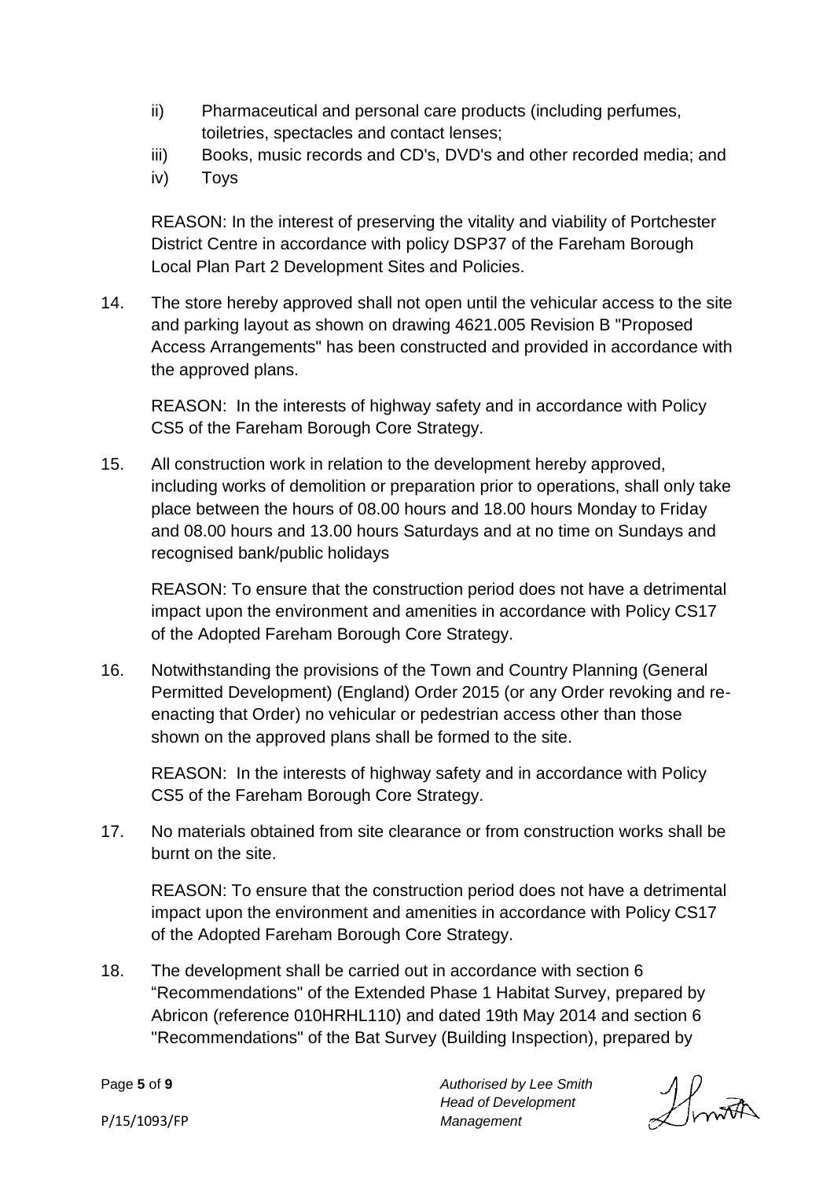ii) Pharmaceutical and personal care products (including perfumes, toiletries, spectacles and contact lenses;

iii) Books, music records and CD's, DVD's and other recorded media; and

iv) Toys

REASON: In the interest of preserving the vitality and viability of Portchester District Centre in accordance with policy DSP37 of the Fareham Borough Local Plan Part 2 Development Sites and Policies.

14. The store hereby approved shall not open until the vehicular access to the site and parking layout as shown on drawing 4621.005 Revision B "Proposed Access Arrangements" has been constructed and provided in accordance with the approved plans.

    REASON: In the interests of highway safety and in accordance with Policy CS5 of the Fareham Borough Core Strategy.

15. All construction work in relation to the development hereby approved, including works of demolition or preparation prior to operations, shall only take place between the hours of 08.00 hours and 18.00 hours Monday to Friday and 08.00 hours and 13.00 hours Saturdays and at no time on Sundays and recognised bank/public holidays

    REASON: To ensure that the construction period does not have a detrimental impact upon the environment and amenities in accordance with Policy CS17 of the Adopted Fareham Borough Core Strategy.

16. Notwithstanding the provisions of the Town and Country Planning (General Permitted Development) (England) Order 2015 (or any Order revoking and re-enacting that Order) no vehicular or pedestrian access other than those shown on the approved plans shall be formed to the site.

    REASON: In the interests of highway safety and in accordance with Policy CS5 of the Fareham Borough Core Strategy.

17. No materials obtained from site clearance or from construction works shall be burnt on the site.

    REASON: To ensure that the construction period does not have a detrimental impact upon the environment and amenities in accordance with Policy CS17 of the Adopted Fareham Borough Core Strategy.

18. The development shall be carried out in accordance with section 6 “Recommendations" of the Extended Phase 1 Habitat Survey, prepared by Abricon (reference 010HRHL110) and dated 19th May 2014 and section 6 "Recommendations" of the Bat Survey (Building Inspection), prepared by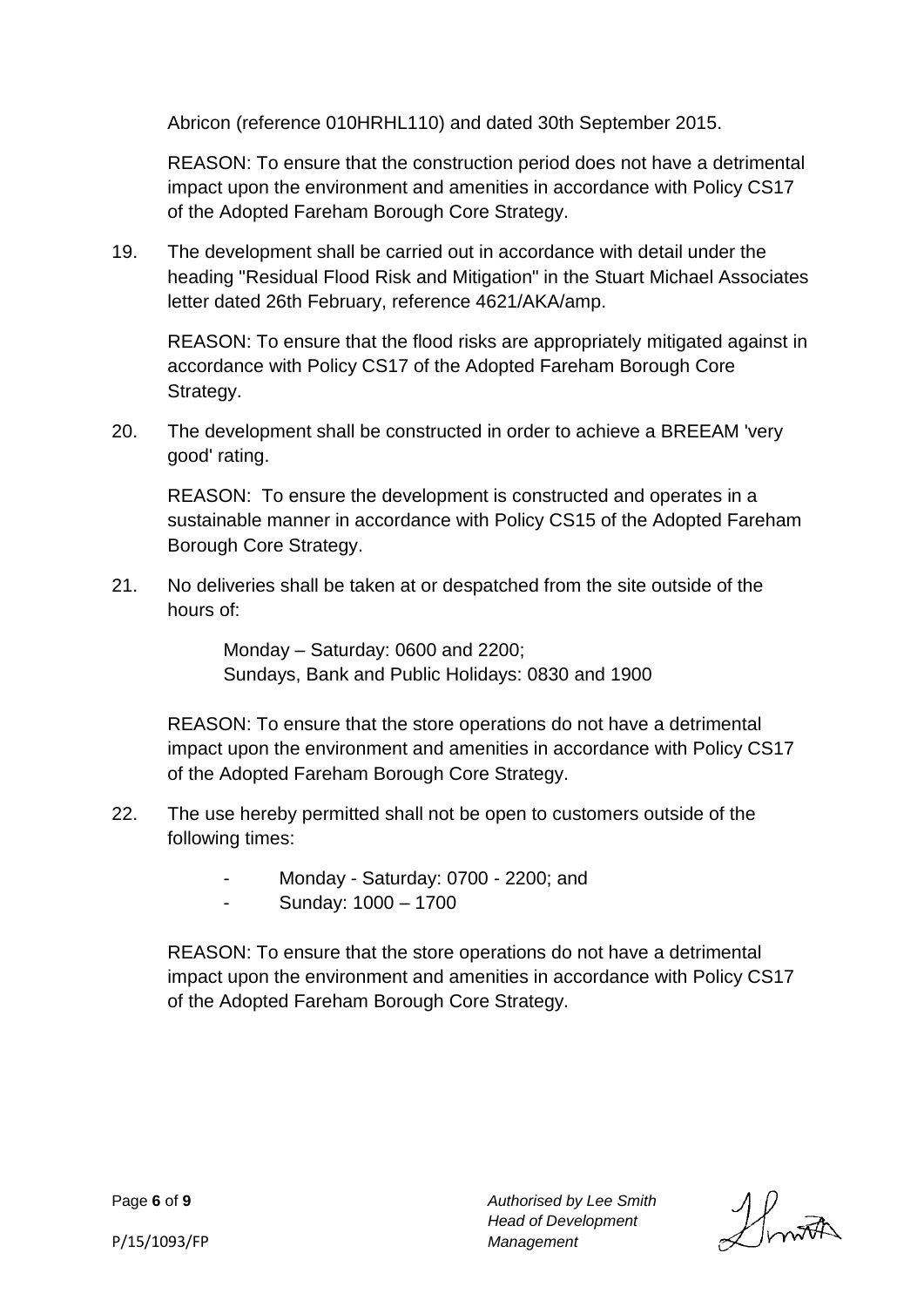Abricon (reference 010HRHL110) and dated 30th September 2015.

REASON: To ensure that the construction period does not have a detrimental impact upon the environment and amenities in accordance with Policy CS17 of the Adopted Fareham Borough Core Strategy.

19. The development shall be carried out in accordance with detail under the heading "Residual Flood Risk and Mitigation" in the Stuart Michael Associates letter dated 26th February, reference 4621/AKA/amp.

    REASON: To ensure that the flood risks are appropriately mitigated against in accordance with Policy CS17 of the Adopted Fareham Borough Core Strategy.

20. The development shall be constructed in order to achieve a BREEAM 'very good' rating.

    REASON: To ensure the development is constructed and operates in a sustainable manner in accordance with Policy CS15 of the Adopted Fareham Borough Core Strategy.

21. No deliveries shall be taken at or despatched from the site outside of the hours of:

    Monday – Saturday: 0600 and 2200;
    Sundays, Bank and Public Holidays: 0830 and 1900

    REASON: To ensure that the store operations do not have a detrimental impact upon the environment and amenities in accordance with Policy CS17 of the Adopted Fareham Borough Core Strategy.

22. The use hereby permitted shall not be open to customers outside of the following times:

    - Monday - Saturday: 0700 - 2200; and
    - Sunday: 1000 – 1700

    REASON: To ensure that the store operations do not have a detrimental impact upon the environment and amenities in accordance with Policy CS17 of the Adopted Fareham Borough Core Strategy.

*Authorised by Lee Smith*
*Head of Development Management*

P/15/1093/FP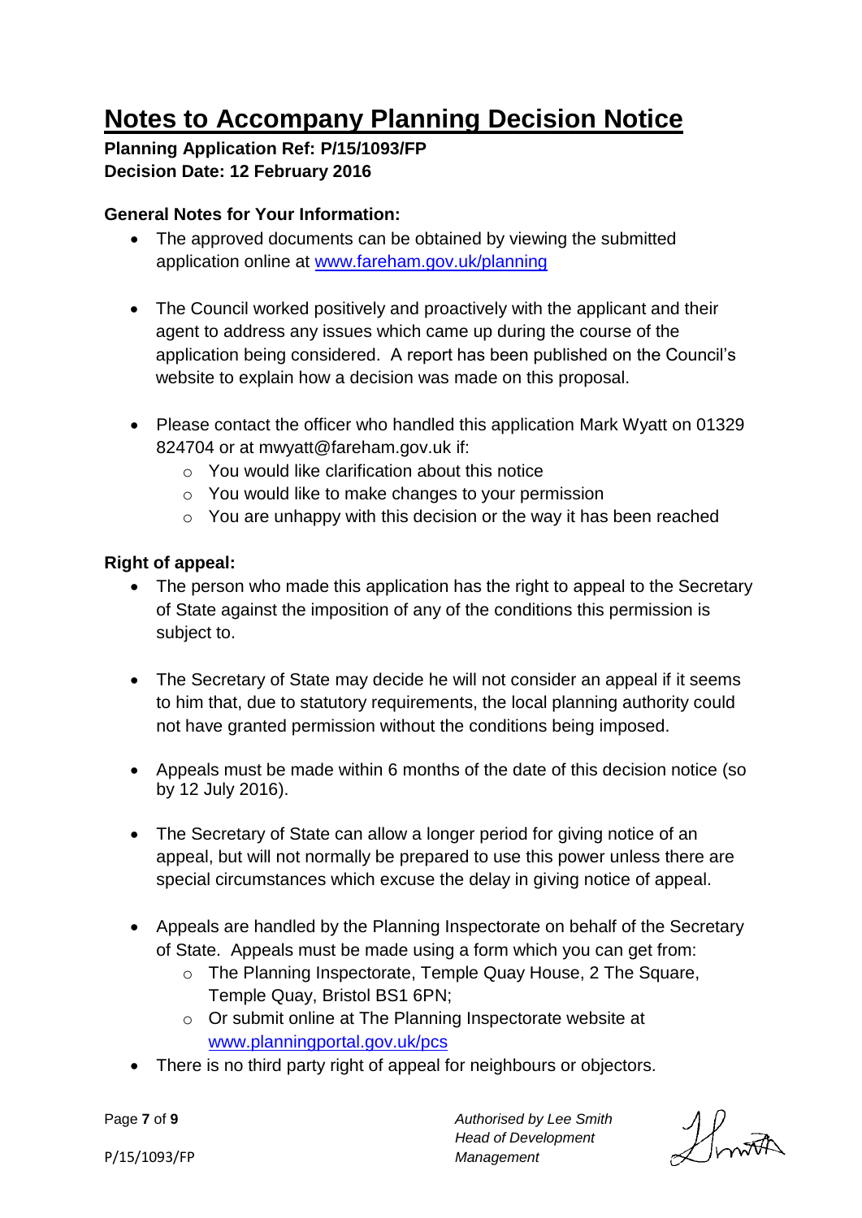# Notes to Accompany Planning Decision Notice

**Planning Application Ref: P/15/1093/FP**
**Decision Date: 12 February 2016**

### General Notes for Your Information:

- The approved documents can be obtained by viewing the submitted application online at [www.fareham.gov.uk/planning](www.fareham.gov.uk/planning)

- The Council worked positively and proactively with the applicant and their agent to address any issues which came up during the course of the application being considered. A report has been published on the Council's website to explain how a decision was made on this proposal.

- Please contact the officer who handled this application Mark Wyatt on 01329 824704 or at mwyatt@fareham.gov.uk if:
  - You would like clarification about this notice
  - You would like to make changes to your permission
  - You are unhappy with this decision or the way it has been reached

### Right of appeal:

- The person who made this application has the right to appeal to the Secretary of State against the imposition of any of the conditions this permission is subject to.

- The Secretary of State may decide he will not consider an appeal if it seems to him that, due to statutory requirements, the local planning authority could not have granted permission without the conditions being imposed.

- Appeals must be made within 6 months of the date of this decision notice (so by 12 July 2016).

- The Secretary of State can allow a longer period for giving notice of an appeal, but will not normally be prepared to use this power unless there are special circumstances which excuse the delay in giving notice of appeal.

- Appeals are handled by the Planning Inspectorate on behalf of the Secretary of State. Appeals must be made using a form which you can get from:
  - The Planning Inspectorate, Temple Quay House, 2 The Square, Temple Quay, Bristol BS1 6PN;
  - Or submit online at The Planning Inspectorate website at [www.planningportal.gov.uk/pcs](www.planningportal.gov.uk/pcs)
- There is no third party right of appeal for neighbours or objectors.

*Authorised by Lee Smith*
*Head of Development Management*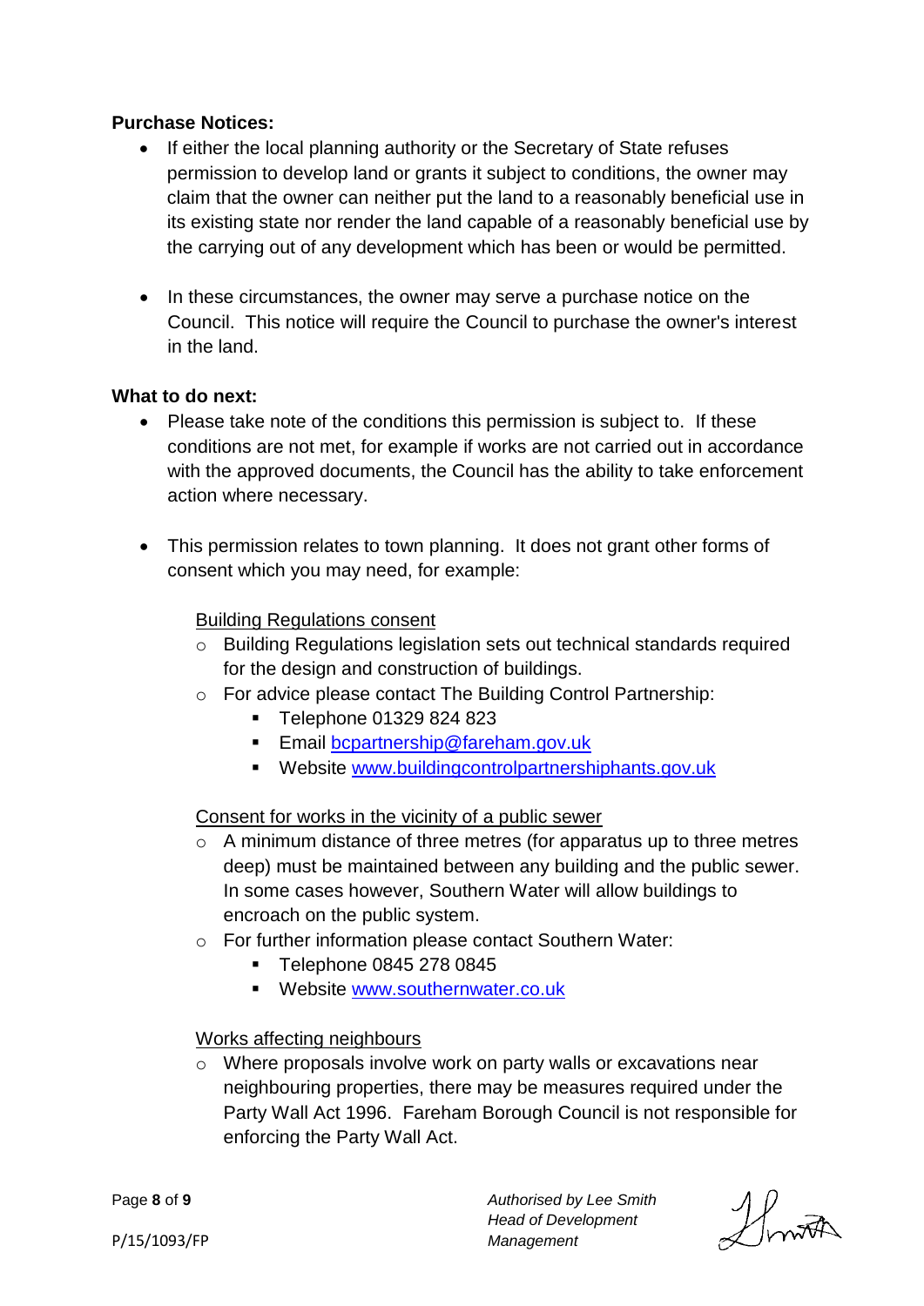**Purchase Notices:**

- If either the local planning authority or the Secretary of State refuses permission to develop land or grants it subject to conditions, the owner may claim that the owner can neither put the land to a reasonably beneficial use in its existing state nor render the land capable of a reasonably beneficial use by the carrying out of any development which has been or would be permitted.

- In these circumstances, the owner may serve a purchase notice on the Council. This notice will require the Council to purchase the owner's interest in the land.

**What to do next:**

- Please take note of the conditions this permission is subject to. If these conditions are not met, for example if works are not carried out in accordance with the approved documents, the Council has the ability to take enforcement action where necessary.

- This permission relates to town planning. It does not grant other forms of consent which you may need, for example:

  Building Regulations consent
  - Building Regulations legislation sets out technical standards required for the design and construction of buildings.
  - For advice please contact The Building Control Partnership:
    - Telephone 01329 824 823
    - Email bcpartnership@fareham.gov.uk
    - Website www.buildingcontrolpartnershiphants.gov.uk

  Consent for works in the vicinity of a public sewer
  - A minimum distance of three metres (for apparatus up to three metres deep) must be maintained between any building and the public sewer. In some cases however, Southern Water will allow buildings to encroach on the public system.
  - For further information please contact Southern Water:
    - Telephone 0845 278 0845
    - Website www.southernwater.co.uk

  Works affecting neighbours
  - Where proposals involve work on party walls or excavations near neighbouring properties, there may be measures required under the Party Wall Act 1996. Fareham Borough Council is not responsible for enforcing the Party Wall Act.

P/15/1093/FP

*Authorised by Lee Smith*
*Head of Development Management*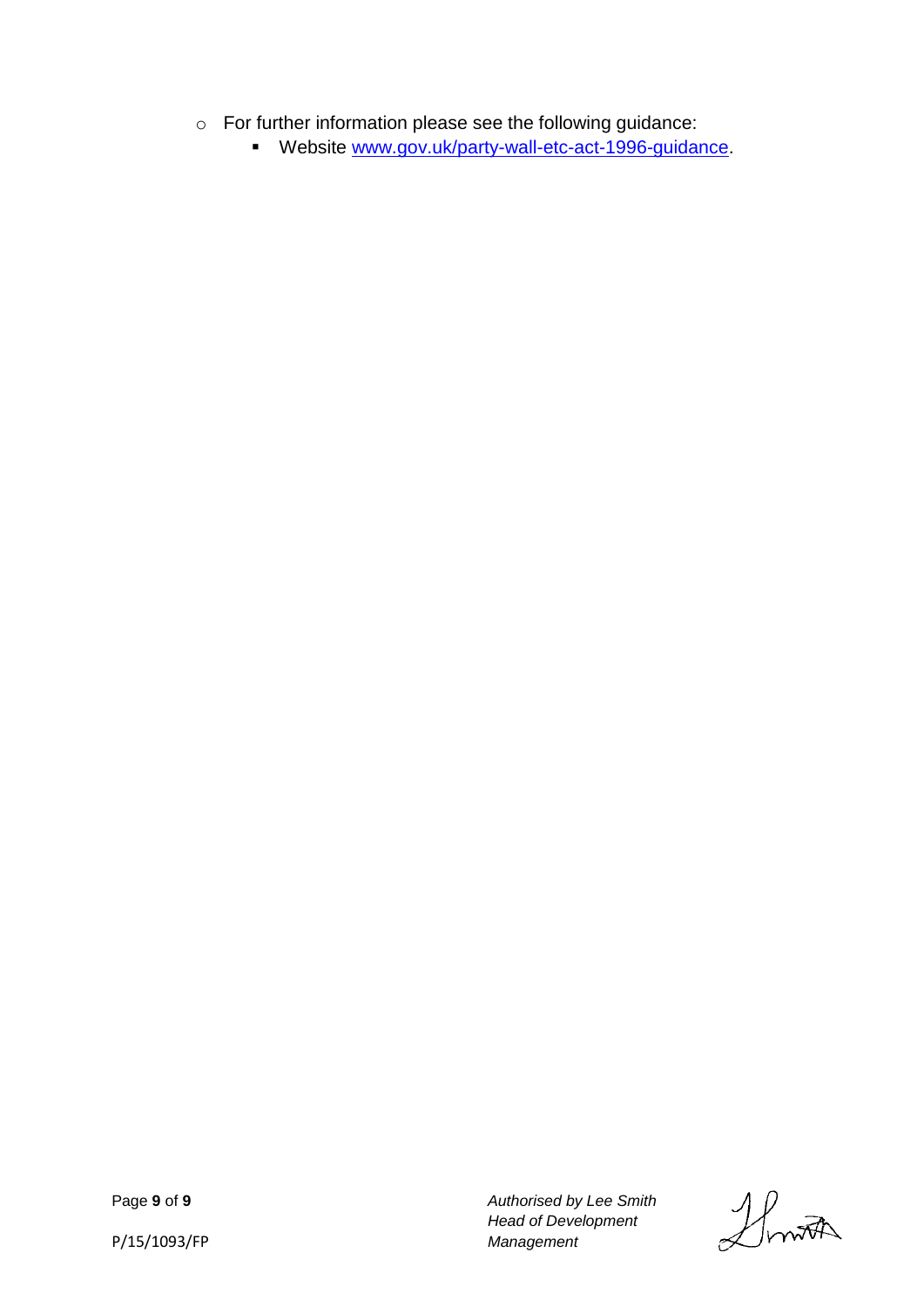- For further information please see the following guidance:
  - Website www.gov.uk/party-wall-etc-act-1996-guidance.

*Authorised by Lee Smith*
*Head of Development Management*